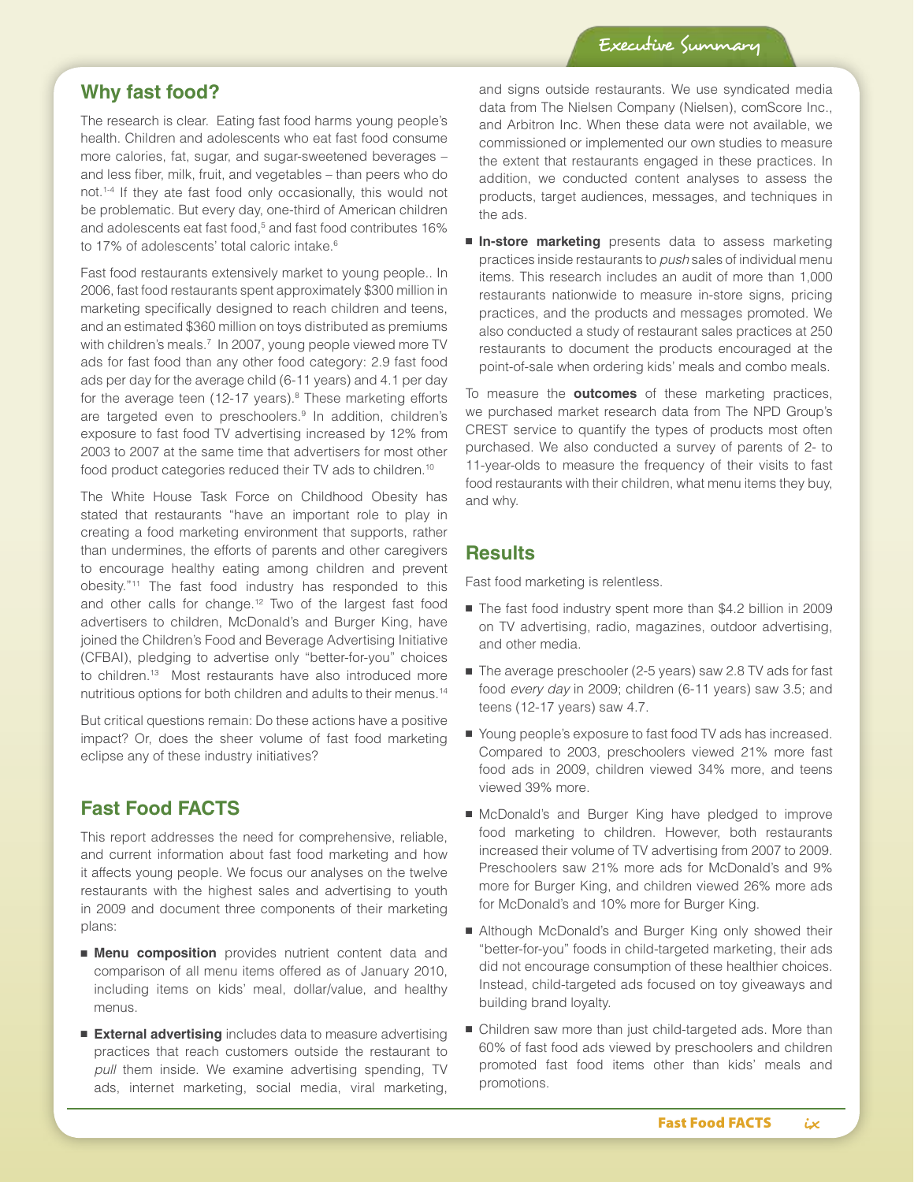## Why fast food?

The research is clear. Eating fast food harms young people's health. Children and adolescents who eat fast food consume more calories, fat, sugar, and sugar-sweetened beverages – and less fiber, milk, fruit, and vegetables – than peers who do not.[1-4] If they ate fast food only occasionally, this would not be problematic. But every day, one-third of American children and adolescents eat fast food,[5] and fast food contributes 16% to 17% of adolescents' total caloric intake.[6]

Fast food restaurants extensively market to young people.. In 2006, fast food restaurants spent approximately $300 million in marketing specifically designed to reach children and teens, and an estimated $360 million on toys distributed as premiums with children's meals.[7] In 2007, young people viewed more TV ads for fast food than any other food category: 2.9 fast food ads per day for the average child (6-11 years) and 4.1 per day for the average teen (12-17 years).[8] These marketing efforts are targeted even to preschoolers.[9] In addition, children's exposure to fast food TV advertising increased by 12% from 2003 to 2007 at the same time that advertisers for most other food product categories reduced their TV ads to children.[10]

The White House Task Force on Childhood Obesity has stated that restaurants "have an important role to play in creating a food marketing environment that supports, rather than undermines, the efforts of parents and other caregivers to encourage healthy eating among children and prevent obesity."[11] The fast food industry has responded to this and other calls for change.[12] Two of the largest fast food advertisers to children, McDonald's and Burger King, have joined the Children's Food and Beverage Advertising Initiative (CFBAI), pledging to advertise only "better-for-you" choices to children.[13] Most restaurants have also introduced more nutritious options for both children and adults to their menus.[14]

But critical questions remain: Do these actions have a positive impact? Or, does the sheer volume of fast food marketing eclipse any of these industry initiatives?

## Fast Food FACTS

This report addresses the need for comprehensive, reliable, and current information about fast food marketing and how it affects young people. We focus our analyses on the twelve restaurants with the highest sales and advertising to youth in 2009 and document three components of their marketing plans:

- **Menu composition** provides nutrient content data and comparison of all menu items offered as of January 2010, including items on kids' meal, dollar/value, and healthy menus.
- **External advertising** includes data to measure advertising practices that reach customers outside the restaurant to *pull* them inside. We examine advertising spending, TV ads, internet marketing, social media, viral marketing, and signs outside restaurants. We use syndicated media data from The Nielsen Company (Nielsen), comScore Inc., and Arbitron Inc. When these data were not available, we commissioned or implemented our own studies to measure the extent that restaurants engaged in these practices. In addition, we conducted content analyses to assess the products, target audiences, messages, and techniques in the ads.
- **In-store marketing** presents data to assess marketing practices inside restaurants to *push* sales of individual menu items. This research includes an audit of more than 1,000 restaurants nationwide to measure in-store signs, pricing practices, and the products and messages promoted. We also conducted a study of restaurant sales practices at 250 restaurants to document the products encouraged at the point-of-sale when ordering kids' meals and combo meals.

To measure the **outcomes** of these marketing practices, we purchased market research data from The NPD Group's CREST service to quantify the types of products most often purchased. We also conducted a survey of parents of 2- to 11-year-olds to measure the frequency of their visits to fast food restaurants with their children, what menu items they buy, and why.

## Results

Fast food marketing is relentless.

- The fast food industry spent more than $4.2 billion in 2009 on TV advertising, radio, magazines, outdoor advertising, and other media.
- The average preschooler (2-5 years) saw 2.8 TV ads for fast food *every day* in 2009; children (6-11 years) saw 3.5; and teens (12-17 years) saw 4.7.
- Young people's exposure to fast food TV ads has increased. Compared to 2003, preschoolers viewed 21% more fast food ads in 2009, children viewed 34% more, and teens viewed 39% more.
- McDonald's and Burger King have pledged to improve food marketing to children. However, both restaurants increased their volume of TV advertising from 2007 to 2009. Preschoolers saw 21% more ads for McDonald's and 9% more for Burger King, and children viewed 26% more ads for McDonald's and 10% more for Burger King.
- Although McDonald's and Burger King only showed their "better-for-you" foods in child-targeted marketing, their ads did not encourage consumption of these healthier choices. Instead, child-targeted ads focused on toy giveaways and building brand loyalty.
- Children saw more than just child-targeted ads. More than 60% of fast food ads viewed by preschoolers and children promoted fast food items other than kids' meals and promotions.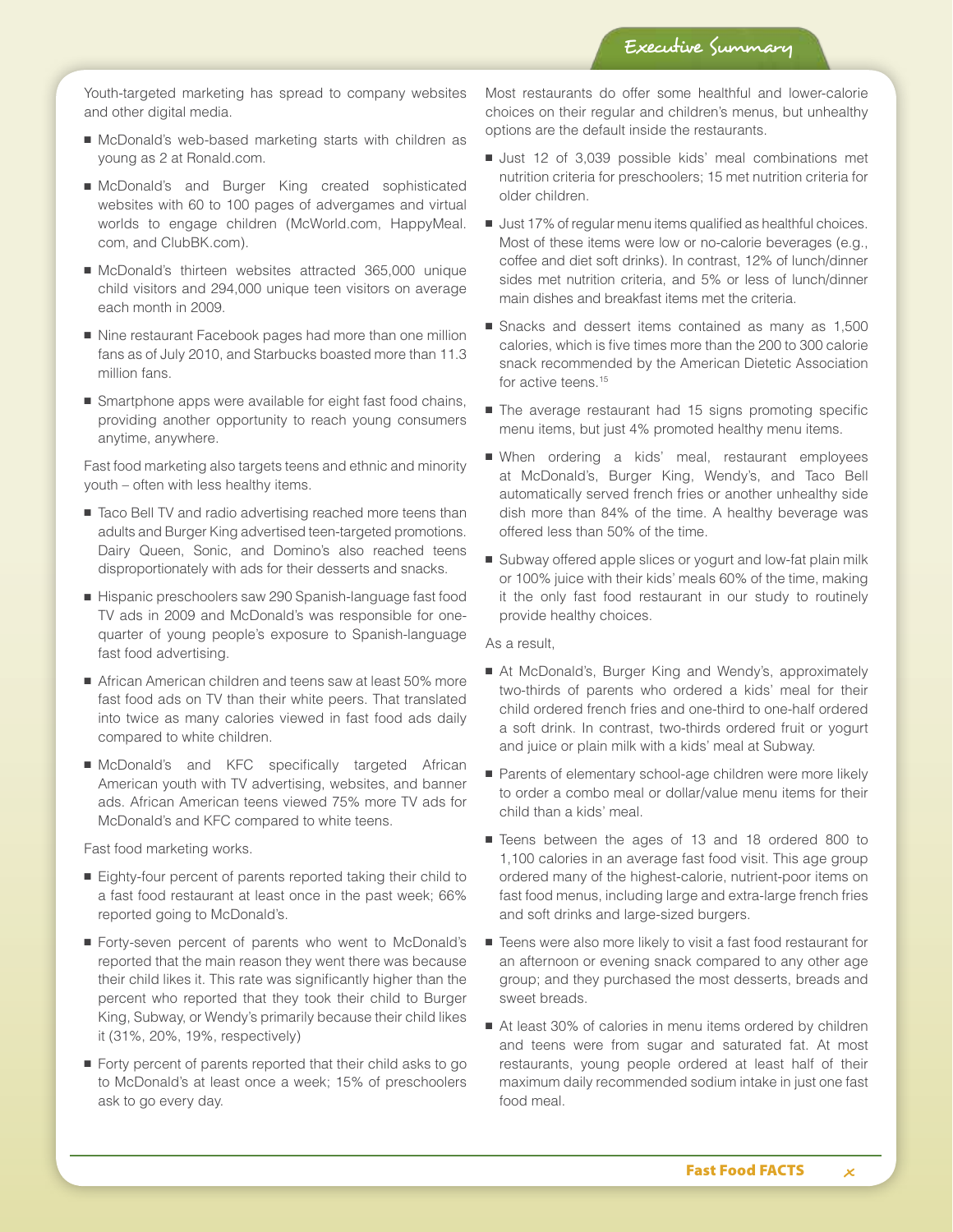Youth-targeted marketing has spread to company websites and other digital media.

- McDonald's web-based marketing starts with children as young as 2 at Ronald.com.
- McDonald's and Burger King created sophisticated websites with 60 to 100 pages of advergames and virtual worlds to engage children (McWorld.com, HappyMeal.com, and ClubBK.com).
- McDonald's thirteen websites attracted 365,000 unique child visitors and 294,000 unique teen visitors on average each month in 2009.
- Nine restaurant Facebook pages had more than one million fans as of July 2010, and Starbucks boasted more than 11.3 million fans.
- Smartphone apps were available for eight fast food chains, providing another opportunity to reach young consumers anytime, anywhere.

Fast food marketing also targets teens and ethnic and minority youth – often with less healthy items.

- Taco Bell TV and radio advertising reached more teens than adults and Burger King advertised teen-targeted promotions. Dairy Queen, Sonic, and Domino's also reached teens disproportionately with ads for their desserts and snacks.
- Hispanic preschoolers saw 290 Spanish-language fast food TV ads in 2009 and McDonald's was responsible for one-quarter of young people's exposure to Spanish-language fast food advertising.
- African American children and teens saw at least 50% more fast food ads on TV than their white peers. That translated into twice as many calories viewed in fast food ads daily compared to white children.
- McDonald's and KFC specifically targeted African American youth with TV advertising, websites, and banner ads. African American teens viewed 75% more TV ads for McDonald's and KFC compared to white teens.

Fast food marketing works.

- Eighty-four percent of parents reported taking their child to a fast food restaurant at least once in the past week; 66% reported going to McDonald's.
- Forty-seven percent of parents who went to McDonald's reported that the main reason they went there was because their child likes it. This rate was significantly higher than the percent who reported that they took their child to Burger King, Subway, or Wendy's primarily because their child likes it (31%, 20%, 19%, respectively)
- Forty percent of parents reported that their child asks to go to McDonald's at least once a week; 15% of preschoolers ask to go every day.

Most restaurants do offer some healthful and lower-calorie choices on their regular and children's menus, but unhealthy options are the default inside the restaurants.

- Just 12 of 3,039 possible kids' meal combinations met nutrition criteria for preschoolers; 15 met nutrition criteria for older children.
- Just 17% of regular menu items qualified as healthful choices. Most of these items were low or no-calorie beverages (e.g., coffee and diet soft drinks). In contrast, 12% of lunch/dinner sides met nutrition criteria, and 5% or less of lunch/dinner main dishes and breakfast items met the criteria.
- Snacks and dessert items contained as many as 1,500 calories, which is five times more than the 200 to 300 calorie snack recommended by the American Dietetic Association for active teens.[15]
- The average restaurant had 15 signs promoting specific menu items, but just 4% promoted healthy menu items.
- When ordering a kids' meal, restaurant employees at McDonald's, Burger King, Wendy's, and Taco Bell automatically served french fries or another unhealthy side dish more than 84% of the time. A healthy beverage was offered less than 50% of the time.
- Subway offered apple slices or yogurt and low-fat plain milk or 100% juice with their kids' meals 60% of the time, making it the only fast food restaurant in our study to routinely provide healthy choices.

As a result,

- At McDonald's, Burger King and Wendy's, approximately two-thirds of parents who ordered a kids' meal for their child ordered french fries and one-third to one-half ordered a soft drink. In contrast, two-thirds ordered fruit or yogurt and juice or plain milk with a kids' meal at Subway.
- Parents of elementary school-age children were more likely to order a combo meal or dollar/value menu items for their child than a kids' meal.
- Teens between the ages of 13 and 18 ordered 800 to 1,100 calories in an average fast food visit. This age group ordered many of the highest-calorie, nutrient-poor items on fast food menus, including large and extra-large french fries and soft drinks and large-sized burgers.
- Teens were also more likely to visit a fast food restaurant for an afternoon or evening snack compared to any other age group; and they purchased the most desserts, breads and sweet breads.
- At least 30% of calories in menu items ordered by children and teens were from sugar and saturated fat. At most restaurants, young people ordered at least half of their maximum daily recommended sodium intake in just one fast food meal.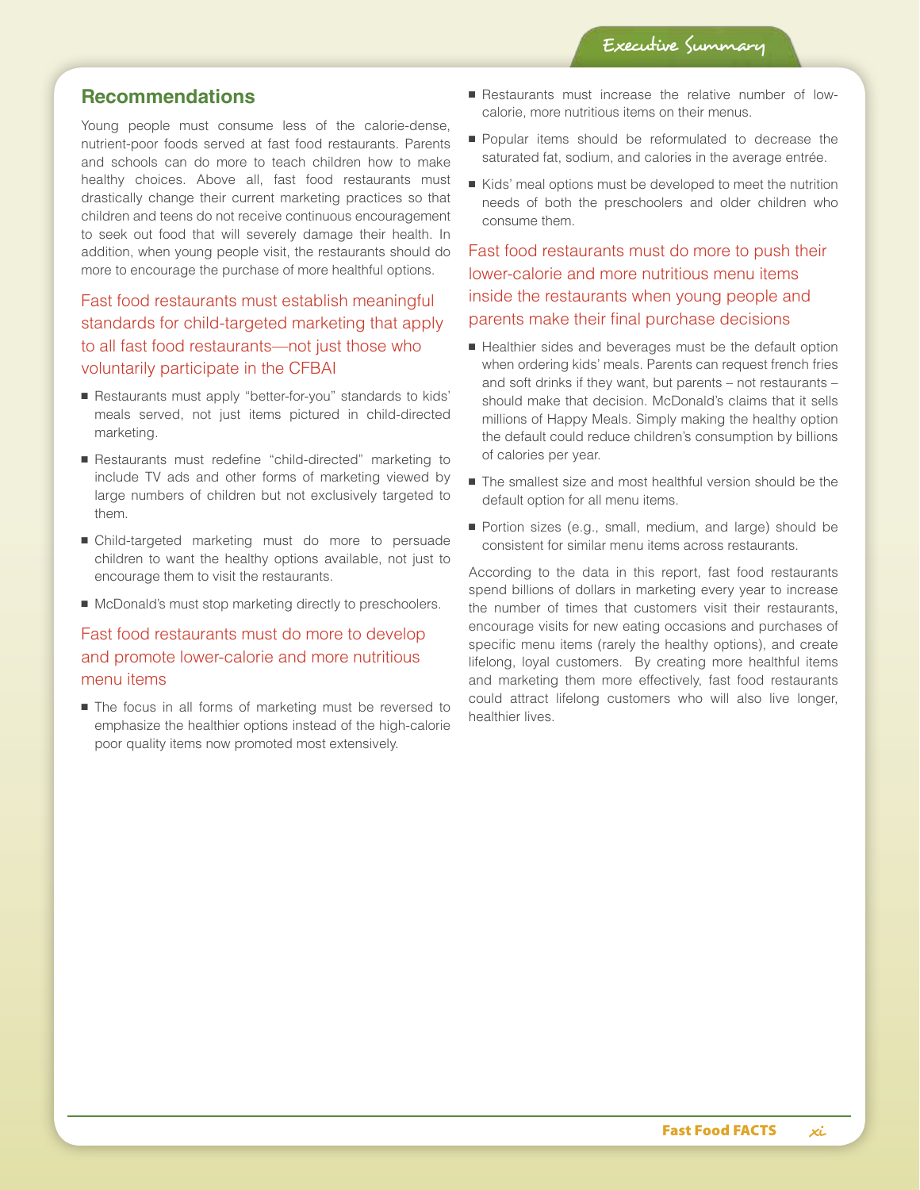## Recommendations

Young people must consume less of the calorie-dense, nutrient-poor foods served at fast food restaurants. Parents and schools can do more to teach children how to make healthy choices. Above all, fast food restaurants must drastically change their current marketing practices so that children and teens do not receive continuous encouragement to seek out food that will severely damage their health. In addition, when young people visit, the restaurants should do more to encourage the purchase of more healthful options.

### Fast food restaurants must establish meaningful standards for child-targeted marketing that apply to all fast food restaurants—not just those who voluntarily participate in the CFBAI

- Restaurants must apply "better-for-you" standards to kids' meals served, not just items pictured in child-directed marketing.
- Restaurants must redefine "child-directed" marketing to include TV ads and other forms of marketing viewed by large numbers of children but not exclusively targeted to them.
- Child-targeted marketing must do more to persuade children to want the healthy options available, not just to encourage them to visit the restaurants.
- McDonald's must stop marketing directly to preschoolers.

### Fast food restaurants must do more to develop and promote lower-calorie and more nutritious menu items

- The focus in all forms of marketing must be reversed to emphasize the healthier options instead of the high-calorie poor quality items now promoted most extensively.
- Restaurants must increase the relative number of low-calorie, more nutritious items on their menus.
- Popular items should be reformulated to decrease the saturated fat, sodium, and calories in the average entrée.
- Kids' meal options must be developed to meet the nutrition needs of both the preschoolers and older children who consume them.

### Fast food restaurants must do more to push their lower-calorie and more nutritious menu items inside the restaurants when young people and parents make their final purchase decisions

- Healthier sides and beverages must be the default option when ordering kids' meals. Parents can request french fries and soft drinks if they want, but parents – not restaurants – should make that decision. McDonald's claims that it sells millions of Happy Meals. Simply making the healthy option the default could reduce children's consumption by billions of calories per year.
- The smallest size and most healthful version should be the default option for all menu items.
- Portion sizes (e.g., small, medium, and large) should be consistent for similar menu items across restaurants.

According to the data in this report, fast food restaurants spend billions of dollars in marketing every year to increase the number of times that customers visit their restaurants, encourage visits for new eating occasions and purchases of specific menu items (rarely the healthy options), and create lifelong, loyal customers. By creating more healthful items and marketing them more effectively, fast food restaurants could attract lifelong customers who will also live longer, healthier lives.